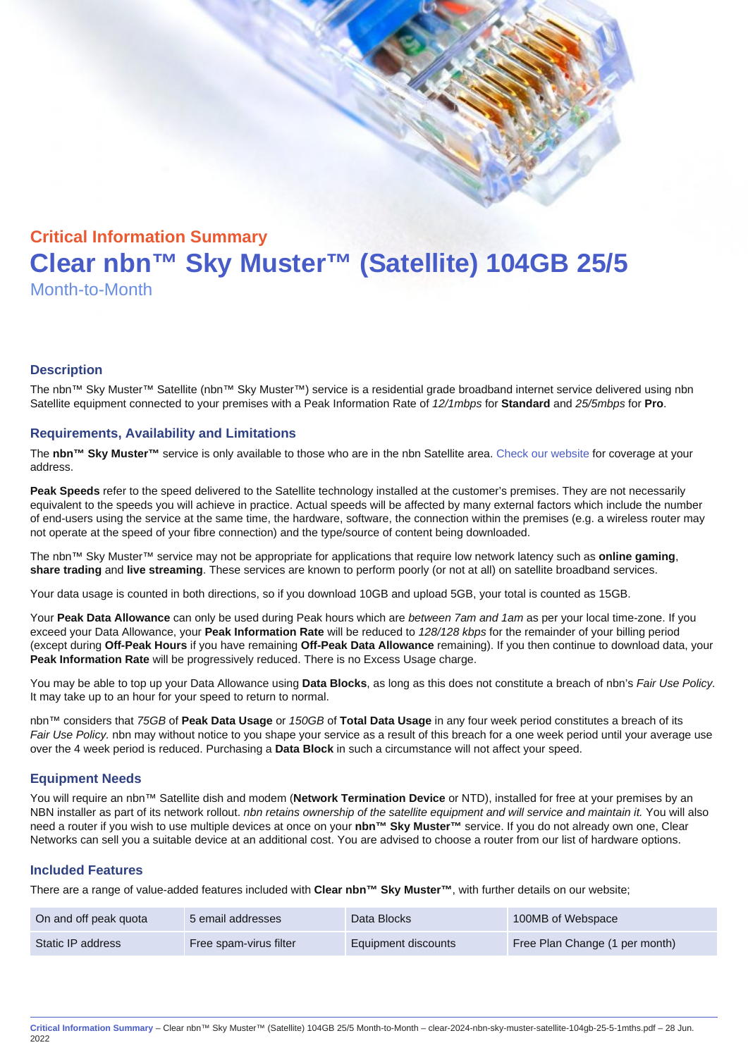## Critical Information Summary

# Clear nbn™ Sky Muster™ (Satellite) 104GB 25/5

Month-to-Month

### Description

The nbn™ Sky Muster™ Satellite (nbn™ Sky Muster™) service is a residential grade broadband internet service delivered using nbn Satellite equipment connected to your premises with a Peak Information Rate of *12/1mbps* for **Standard** and *25/5mbps* for **Pro**.

### Requirements, Availability and Limitations

The **nbn™ Sky Muster™** service is only available to those who are in the nbn Satellite area. Check our website for coverage at your address.

**Peak Speeds** refer to the speed delivered to the Satellite technology installed at the customer's premises. They are not necessarily equivalent to the speeds you will achieve in practice. Actual speeds will be affected by many external factors which include the number of end-users using the service at the same time, the hardware, software, the connection within the premises (e.g. a wireless router may not operate at the speed of your fibre connection) and the type/source of content being downloaded.

The nbn™ Sky Muster™ service may not be appropriate for applications that require low network latency such as **online gaming**, **share trading** and **live streaming**. These services are known to perform poorly (or not at all) on satellite broadband services.

Your data usage is counted in both directions, so if you download 10GB and upload 5GB, your total is counted as 15GB.

Your **Peak Data Allowance** can only be used during Peak hours which are *between 7am and 1am* as per your local time-zone. If you exceed your Data Allowance, your **Peak Information Rate** will be reduced to *128/128 kbps* for the remainder of your billing period (except during **Off-Peak Hours** if you have remaining **Off-Peak Data Allowance** remaining). If you then continue to download data, your **Peak Information Rate** will be progressively reduced. There is no Excess Usage charge.

You may be able to top up your Data Allowance using **Data Blocks**, as long as this does not constitute a breach of nbn's *Fair Use Policy*. It may take up to an hour for your speed to return to normal.

nbn™ considers that *75GB* of **Peak Data Usage** or *150GB* of **Total Data Usage** in any four week period constitutes a breach of its *Fair Use Policy.* nbn may without notice to you shape your service as a result of this breach for a one week period until your average use over the 4 week period is reduced. Purchasing a **Data Block** in such a circumstance will not affect your speed.

### Equipment Needs

You will require an nbn™ Satellite dish and modem (**Network Termination Device** or NTD), installed for free at your premises by an NBN installer as part of its network rollout. *nbn retains ownership of the satellite equipment and will service and maintain it.* You will also need a router if you wish to use multiple devices at once on your **nbn™ Sky Muster™** service. If you do not already own one, Clear Networks can sell you a suitable device at an additional cost. You are advised to choose a router from our list of hardware options.

### Included Features

There are a range of value-added features included with **Clear nbn™ Sky Muster™**, with further details on our website;

| | | | |
|---|---|---|---|
| On and off peak quota | 5 email addresses | Data Blocks | 100MB of Webspace |
| Static IP address | Free spam-virus filter | Equipment discounts | Free Plan Change (1 per month) |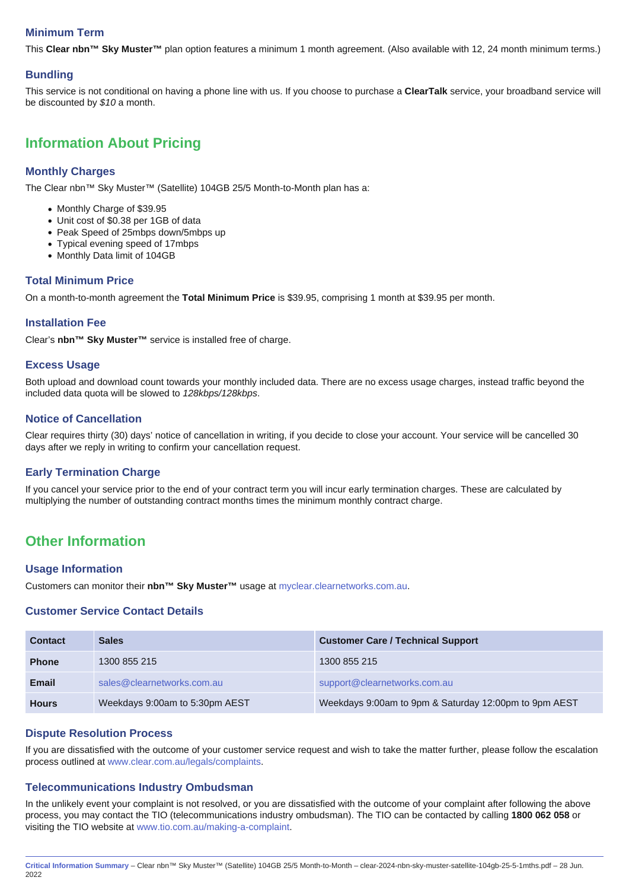### Minimum Term

This **Clear nbn™ Sky Muster™** plan option features a minimum 1 month agreement. (Also available with 12, 24 month minimum terms.)

### Bundling

This service is not conditional on having a phone line with us. If you choose to purchase a **ClearTalk** service, your broadband service will be discounted by *$10* a month.

## Information About Pricing

### Monthly Charges

The Clear nbn™ Sky Muster™ (Satellite) 104GB 25/5 Month-to-Month plan has a:

- Monthly Charge of $39.95
- Unit cost of $0.38 per 1GB of data
- Peak Speed of 25mbps down/5mbps up
- Typical evening speed of 17mbps
- Monthly Data limit of 104GB

### Total Minimum Price

On a month-to-month agreement the **Total Minimum Price** is $39.95, comprising 1 month at $39.95 per month.

### Installation Fee

Clear's **nbn™ Sky Muster™** service is installed free of charge.

### Excess Usage

Both upload and download count towards your monthly included data. There are no excess usage charges, instead traffic beyond the included data quota will be slowed to *128kbps/128kbps*.

### Notice of Cancellation

Clear requires thirty (30) days' notice of cancellation in writing, if you decide to close your account. Your service will be cancelled 30 days after we reply in writing to confirm your cancellation request.

### Early Termination Charge

If you cancel your service prior to the end of your contract term you will incur early termination charges. These are calculated by multiplying the number of outstanding contract months times the minimum monthly contract charge.

## Other Information

### Usage Information

Customers can monitor their **nbn™ Sky Muster™** usage at myclear.clearnetworks.com.au.

### Customer Service Contact Details

| Contact | Sales | Customer Care / Technical Support |
|---|---|---|
| **Phone** | 1300 855 215 | 1300 855 215 |
| **Email** | sales@clearnetworks.com.au | support@clearnetworks.com.au |
| **Hours** | Weekdays 9:00am to 5:30pm AEST | Weekdays 9:00am to 9pm & Saturday 12:00pm to 9pm AEST |

### Dispute Resolution Process

If you are dissatisfied with the outcome of your customer service request and wish to take the matter further, please follow the escalation process outlined at www.clear.com.au/legals/complaints.

### Telecommunications Industry Ombudsman

In the unlikely event your complaint is not resolved, or you are dissatisfied with the outcome of your complaint after following the above process, you may contact the TIO (telecommunications industry ombudsman). The TIO can be contacted by calling **1800 062 058** or visiting the TIO website at www.tio.com.au/making-a-complaint.